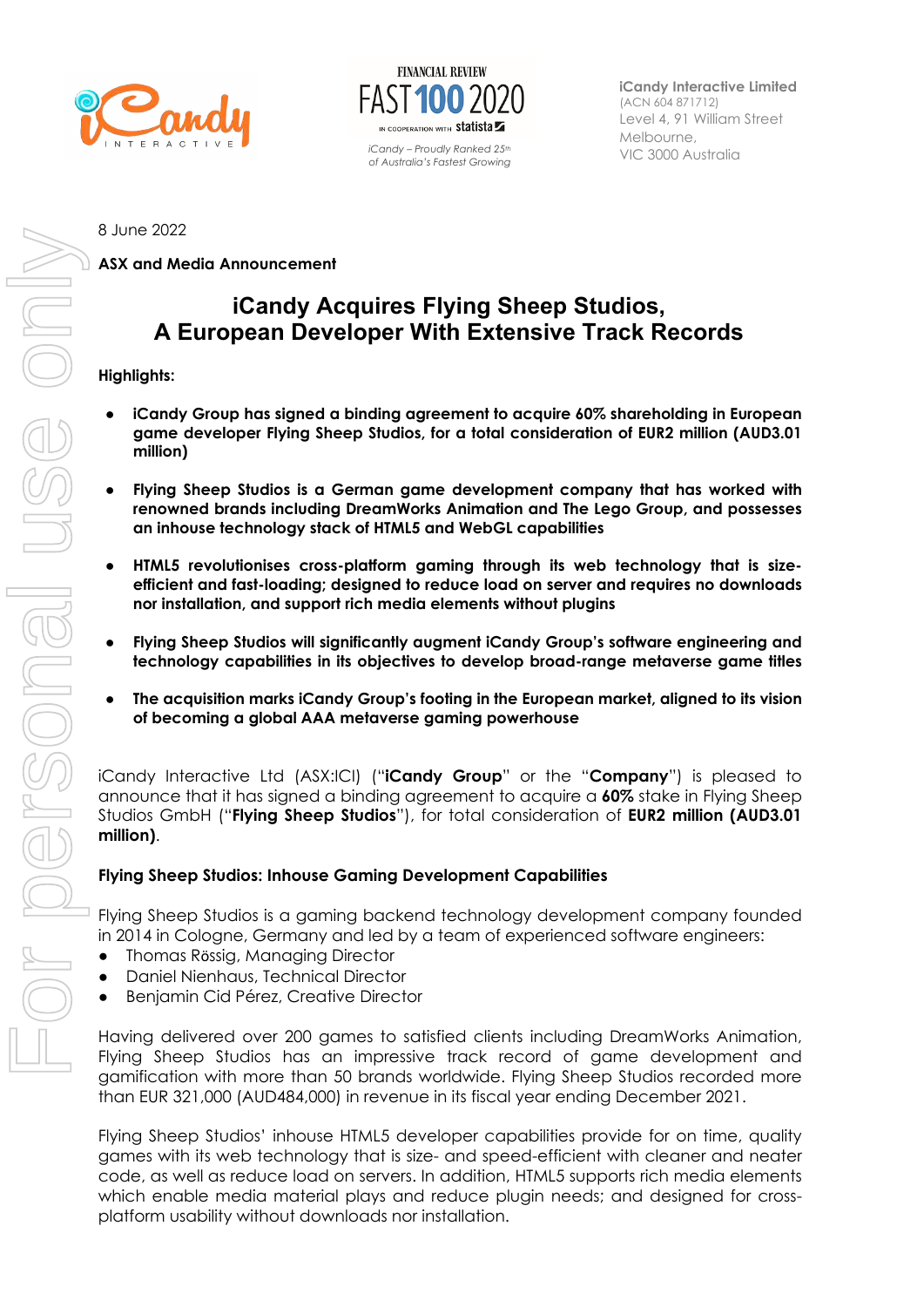iCandy Interactive Limited
(ACN 604 871712)
Level 4, 91 William Street
Melbourne,
VIC 3000 Australia

FINANCIAL REVIEW FAST 100 2020 IN COOPERATION WITH statista

*iCandy – Proudly Ranked 25th of Australia's Fastest Growing*

8 June 2022

**ASX and Media Announcement**

# iCandy Acquires Flying Sheep Studios, A European Developer With Extensive Track Records

**Highlights:**

- **iCandy Group has signed a binding agreement to acquire 60% shareholding in European game developer Flying Sheep Studios, for a total consideration of EUR2 million (AUD3.01 million)**
- **Flying Sheep Studios is a German game development company that has worked with renowned brands including DreamWorks Animation and The Lego Group, and possesses an inhouse technology stack of HTML5 and WebGL capabilities**
- **HTML5 revolutionises cross-platform gaming through its web technology that is size-efficient and fast-loading; designed to reduce load on server and requires no downloads nor installation, and support rich media elements without plugins**
- **Flying Sheep Studios will significantly augment iCandy Group's software engineering and technology capabilities in its objectives to develop broad-range metaverse game titles**
- **The acquisition marks iCandy Group's footing in the European market, aligned to its vision of becoming a global AAA metaverse gaming powerhouse**

iCandy Interactive Ltd (ASX:ICI) ("**iCandy Group**" or the "**Company**") is pleased to announce that it has signed a binding agreement to acquire a **60%** stake in Flying Sheep Studios GmbH ("**Flying Sheep Studios**"), for total consideration of **EUR2 million (AUD3.01 million)**.

**Flying Sheep Studios: Inhouse Gaming Development Capabilities**

Flying Sheep Studios is a gaming backend technology development company founded in 2014 in Cologne, Germany and led by a team of experienced software engineers:

- Thomas Rössig, Managing Director
- Daniel Nienhaus, Technical Director
- Benjamin Cid Pérez, Creative Director

Having delivered over 200 games to satisfied clients including DreamWorks Animation, Flying Sheep Studios has an impressive track record of game development and gamification with more than 50 brands worldwide. Flying Sheep Studios recorded more than EUR 321,000 (AUD484,000) in revenue in its fiscal year ending December 2021.

Flying Sheep Studios' inhouse HTML5 developer capabilities provide for on time, quality games with its web technology that is size- and speed-efficient with cleaner and neater code, as well as reduce load on servers. In addition, HTML5 supports rich media elements which enable media material plays and reduce plugin needs; and designed for cross-platform usability without downloads nor installation.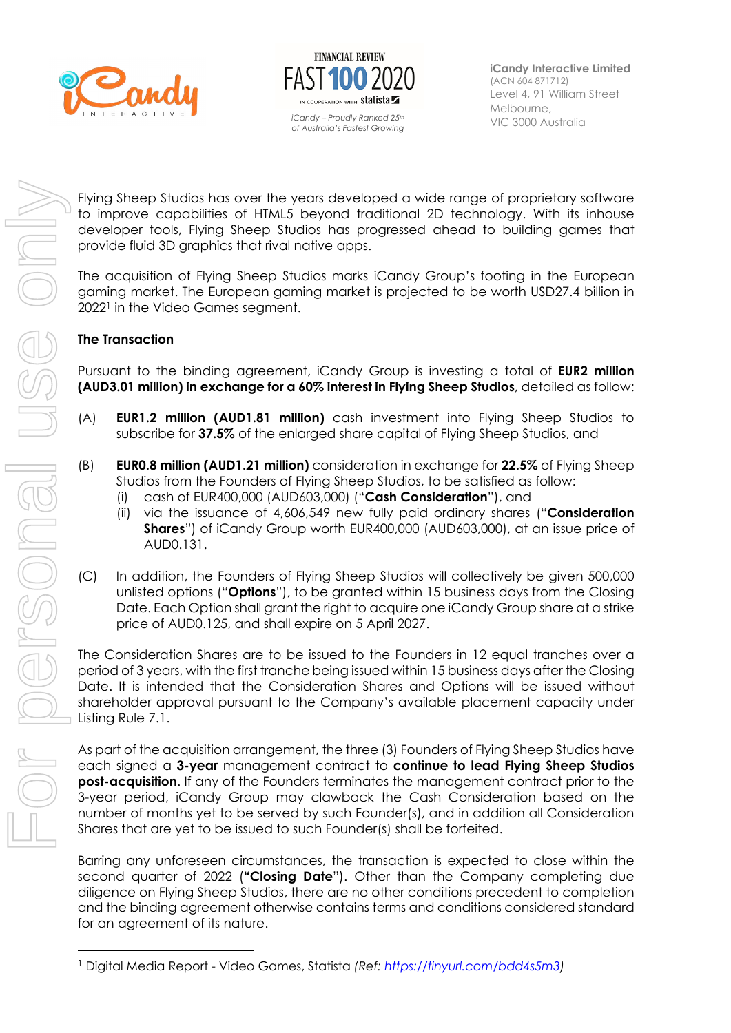Flying Sheep Studios has over the years developed a wide range of proprietary software to improve capabilities of HTML5 beyond traditional 2D technology. With its inhouse developer tools, Flying Sheep Studios has progressed ahead to building games that provide fluid 3D graphics that rival native apps.

The acquisition of Flying Sheep Studios marks iCandy Group's footing in the European gaming market. The European gaming market is projected to be worth USD27.4 billion in 2022[1] in the Video Games segment.

**The Transaction**

Pursuant to the binding agreement, iCandy Group is investing a total of **EUR2 million (AUD3.01 million) in exchange for a 60% interest in Flying Sheep Studios**, detailed as follow:

(A) **EUR1.2 million (AUD1.81 million)** cash investment into Flying Sheep Studios to subscribe for **37.5%** of the enlarged share capital of Flying Sheep Studios, and

(B) **EUR0.8 million (AUD1.21 million)** consideration in exchange for **22.5%** of Flying Sheep Studios from the Founders of Flying Sheep Studios, to be satisfied as follow:
  (i) cash of EUR400,000 (AUD603,000) ("**Cash Consideration**"), and
  (ii) via the issuance of 4,606,549 new fully paid ordinary shares ("**Consideration Shares**") of iCandy Group worth EUR400,000 (AUD603,000), at an issue price of AUD0.131.

(C) In addition, the Founders of Flying Sheep Studios will collectively be given 500,000 unlisted options ("**Options**"), to be granted within 15 business days from the Closing Date. Each Option shall grant the right to acquire one iCandy Group share at a strike price of AUD0.125, and shall expire on 5 April 2027.

The Consideration Shares are to be issued to the Founders in 12 equal tranches over a period of 3 years, with the first tranche being issued within 15 business days after the Closing Date. It is intended that the Consideration Shares and Options will be issued without shareholder approval pursuant to the Company's available placement capacity under Listing Rule 7.1.

As part of the acquisition arrangement, the three (3) Founders of Flying Sheep Studios have each signed a **3-year** management contract to **continue to lead Flying Sheep Studios post-acquisition**. If any of the Founders terminates the management contract prior to the 3-year period, iCandy Group may clawback the Cash Consideration based on the number of months yet to be served by such Founder(s), and in addition all Consideration Shares that are yet to be issued to such Founder(s) shall be forfeited.

Barring any unforeseen circumstances, the transaction is expected to close within the second quarter of 2022 (**"Closing Date**"). Other than the Company completing due diligence on Flying Sheep Studios, there are no other conditions precedent to completion and the binding agreement otherwise contains terms and conditions considered standard for an agreement of its nature.

---

[1] Digital Media Report - Video Games, Statista *(Ref: https://tinyurl.com/bdd4s5m3)*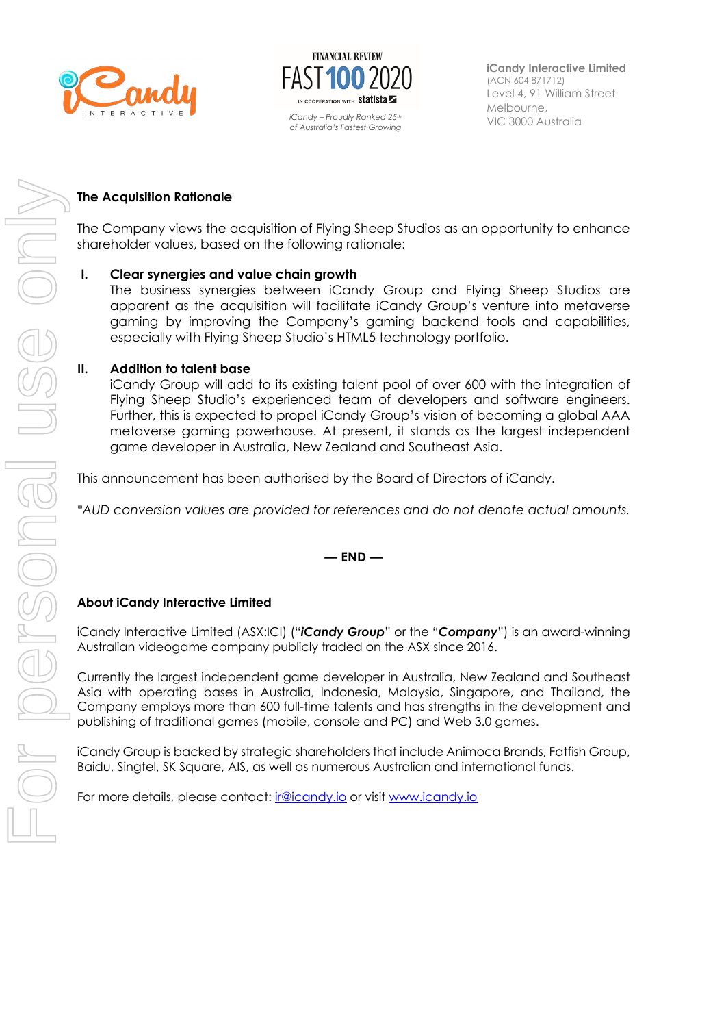## The Acquisition Rationale

The Company views the acquisition of Flying Sheep Studios as an opportunity to enhance shareholder values, based on the following rationale:

I. **Clear synergies and value chain growth**
   The business synergies between iCandy Group and Flying Sheep Studios are apparent as the acquisition will facilitate iCandy Group's venture into metaverse gaming by improving the Company's gaming backend tools and capabilities, especially with Flying Sheep Studio's HTML5 technology portfolio.

II. **Addition to talent base**
   iCandy Group will add to its existing talent pool of over 600 with the integration of Flying Sheep Studio's experienced team of developers and software engineers. Further, this is expected to propel iCandy Group's vision of becoming a global AAA metaverse gaming powerhouse. At present, it stands as the largest independent game developer in Australia, New Zealand and Southeast Asia.

This announcement has been authorised by the Board of Directors of iCandy.

*\*AUD conversion values are provided for references and do not denote actual amounts.*

**— END —**

### About iCandy Interactive Limited

iCandy Interactive Limited (ASX:ICI) ("***iCandy Group***" or the "***Company***") is an award-winning Australian videogame company publicly traded on the ASX since 2016.

Currently the largest independent game developer in Australia, New Zealand and Southeast Asia with operating bases in Australia, Indonesia, Malaysia, Singapore, and Thailand, the Company employs more than 600 full-time talents and has strengths in the development and publishing of traditional games (mobile, console and PC) and Web 3.0 games.

iCandy Group is backed by strategic shareholders that include Animoca Brands, Fatfish Group, Baidu, Singtel, SK Square, AIS, as well as numerous Australian and international funds.

For more details, please contact: ir@icandy.io or visit www.icandy.io